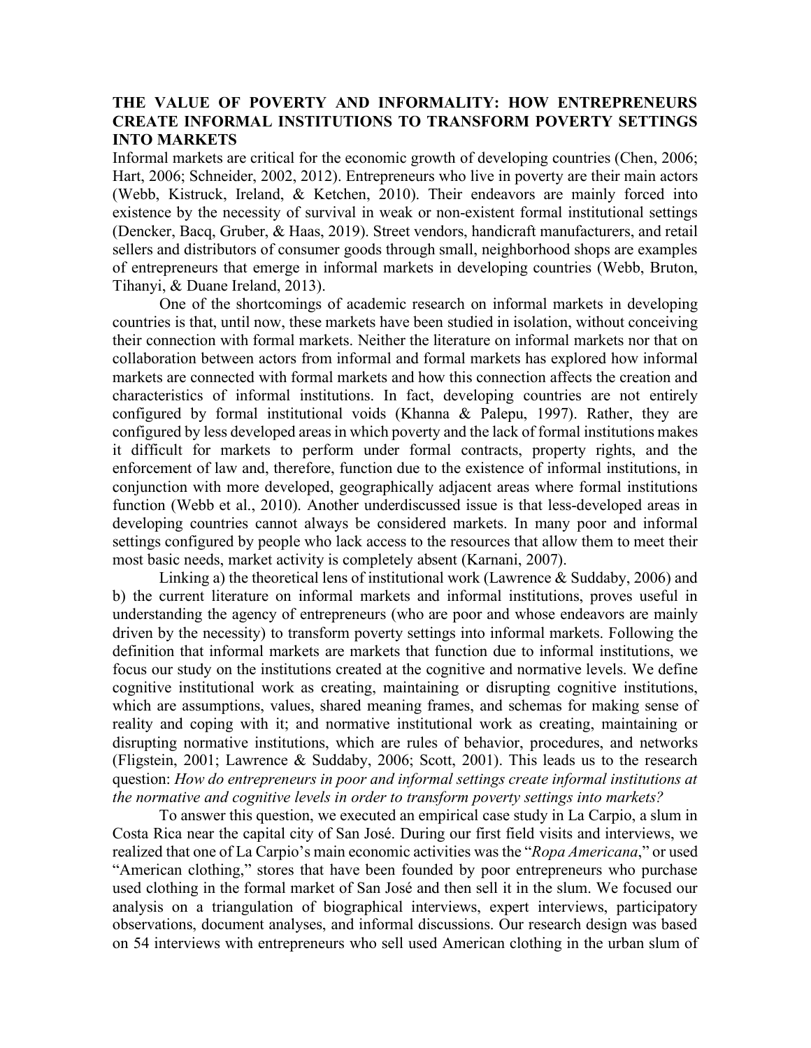# THE VALUE OF POVERTY AND INFORMALITY: HOW ENTREPRENEURS CREATE INFORMAL INSTITUTIONS TO TRANSFORM POVERTY SETTINGS INTO MARKETS

Informal markets are critical for the economic growth of developing countries (Chen, 2006; Hart, 2006; Schneider, 2002, 2012). Entrepreneurs who live in poverty are their main actors (Webb, Kistruck, Ireland, & Ketchen, 2010). Their endeavors are mainly forced into existence by the necessity of survival in weak or non-existent formal institutional settings (Dencker, Bacq, Gruber, & Haas, 2019). Street vendors, handicraft manufacturers, and retail sellers and distributors of consumer goods through small, neighborhood shops are examples of entrepreneurs that emerge in informal markets in developing countries (Webb, Bruton, Tihanyi, & Duane Ireland, 2013).

One of the shortcomings of academic research on informal markets in developing countries is that, until now, these markets have been studied in isolation, without conceiving their connection with formal markets. Neither the literature on informal markets nor that on collaboration between actors from informal and formal markets has explored how informal markets are connected with formal markets and how this connection affects the creation and characteristics of informal institutions. In fact, developing countries are not entirely configured by formal institutional voids (Khanna & Palepu, 1997). Rather, they are configured by less developed areas in which poverty and the lack of formal institutions makes it difficult for markets to perform under formal contracts, property rights, and the enforcement of law and, therefore, function due to the existence of informal institutions, in conjunction with more developed, geographically adjacent areas where formal institutions function (Webb et al., 2010). Another underdiscussed issue is that less-developed areas in developing countries cannot always be considered markets. In many poor and informal settings configured by people who lack access to the resources that allow them to meet their most basic needs, market activity is completely absent (Karnani, 2007).

Linking a) the theoretical lens of institutional work (Lawrence & Suddaby, 2006) and b) the current literature on informal markets and informal institutions, proves useful in understanding the agency of entrepreneurs (who are poor and whose endeavors are mainly driven by the necessity) to transform poverty settings into informal markets. Following the definition that informal markets are markets that function due to informal institutions, we focus our study on the institutions created at the cognitive and normative levels. We define cognitive institutional work as creating, maintaining or disrupting cognitive institutions, which are assumptions, values, shared meaning frames, and schemas for making sense of reality and coping with it; and normative institutional work as creating, maintaining or disrupting normative institutions, which are rules of behavior, procedures, and networks (Fligstein, 2001; Lawrence & Suddaby, 2006; Scott, 2001). This leads us to the research question: *How do entrepreneurs in poor and informal settings create informal institutions at the normative and cognitive levels in order to transform poverty settings into markets?*

To answer this question, we executed an empirical case study in La Carpio, a slum in Costa Rica near the capital city of San José. During our first field visits and interviews, we realized that one of La Carpio's main economic activities was the "*Ropa Americana*," or used "American clothing," stores that have been founded by poor entrepreneurs who purchase used clothing in the formal market of San José and then sell it in the slum. We focused our analysis on a triangulation of biographical interviews, expert interviews, participatory observations, document analyses, and informal discussions. Our research design was based on 54 interviews with entrepreneurs who sell used American clothing in the urban slum of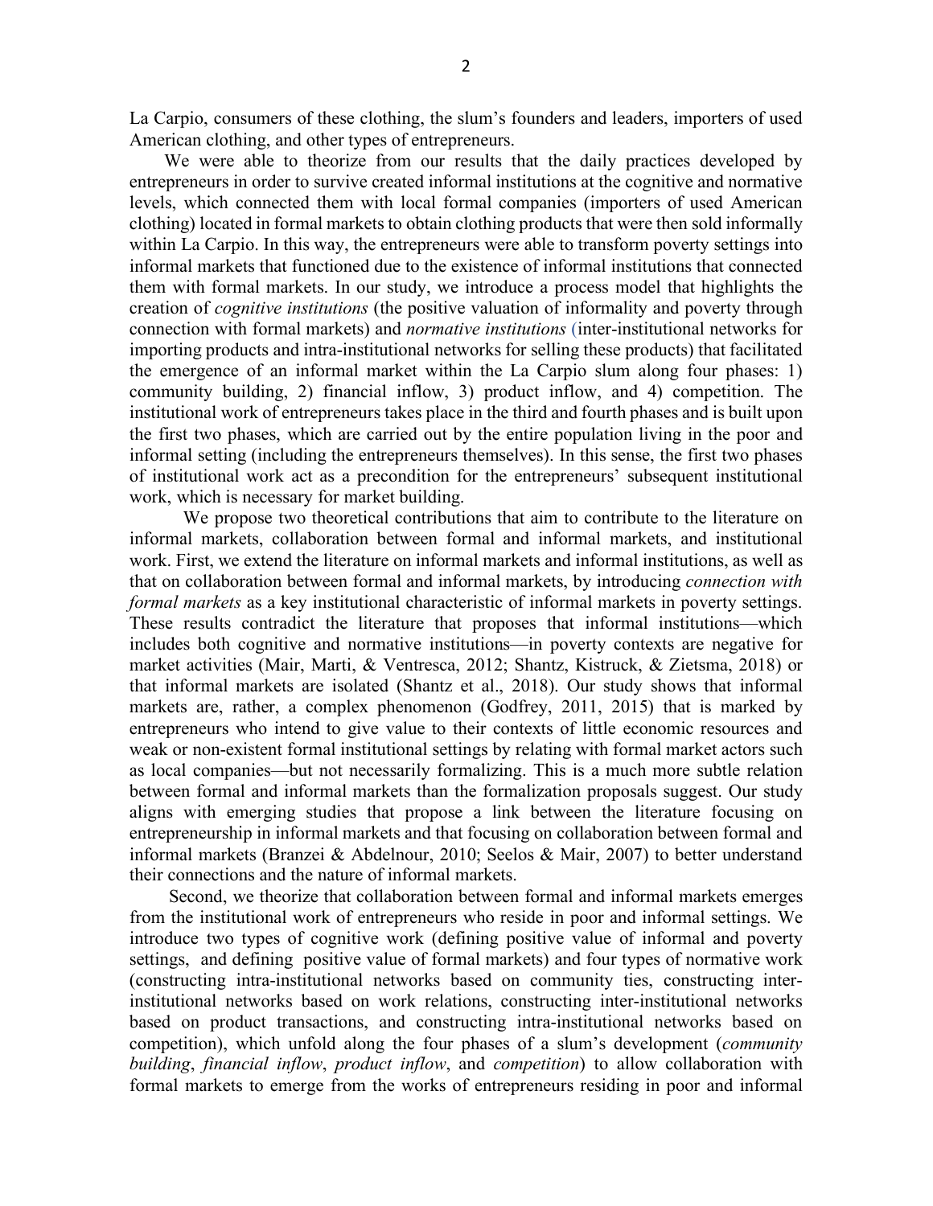La Carpio, consumers of these clothing, the slum's founders and leaders, importers of used American clothing, and other types of entrepreneurs.

We were able to theorize from our results that the daily practices developed by entrepreneurs in order to survive created informal institutions at the cognitive and normative levels, which connected them with local formal companies (importers of used American clothing) located in formal markets to obtain clothing products that were then sold informally within La Carpio. In this way, the entrepreneurs were able to transform poverty settings into informal markets that functioned due to the existence of informal institutions that connected them with formal markets. In our study, we introduce a process model that highlights the creation of *cognitive institutions* (the positive valuation of informality and poverty through connection with formal markets) and *normative institutions* (inter-institutional networks for importing products and intra-institutional networks for selling these products) that facilitated the emergence of an informal market within the La Carpio slum along four phases: 1) community building, 2) financial inflow, 3) product inflow, and 4) competition. The institutional work of entrepreneurs takes place in the third and fourth phases and is built upon the first two phases, which are carried out by the entire population living in the poor and informal setting (including the entrepreneurs themselves). In this sense, the first two phases of institutional work act as a precondition for the entrepreneurs' subsequent institutional work, which is necessary for market building.

We propose two theoretical contributions that aim to contribute to the literature on informal markets, collaboration between formal and informal markets, and institutional work. First, we extend the literature on informal markets and informal institutions, as well as that on collaboration between formal and informal markets, by introducing *connection with formal markets* as a key institutional characteristic of informal markets in poverty settings. These results contradict the literature that proposes that informal institutions—which includes both cognitive and normative institutions—in poverty contexts are negative for market activities (Mair, Marti, & Ventresca, 2012; Shantz, Kistruck, & Zietsma, 2018) or that informal markets are isolated (Shantz et al., 2018). Our study shows that informal markets are, rather, a complex phenomenon (Godfrey, 2011, 2015) that is marked by entrepreneurs who intend to give value to their contexts of little economic resources and weak or non-existent formal institutional settings by relating with formal market actors such as local companies—but not necessarily formalizing. This is a much more subtle relation between formal and informal markets than the formalization proposals suggest. Our study aligns with emerging studies that propose a link between the literature focusing on entrepreneurship in informal markets and that focusing on collaboration between formal and informal markets (Branzei & Abdelnour, 2010; Seelos & Mair, 2007) to better understand their connections and the nature of informal markets.

Second, we theorize that collaboration between formal and informal markets emerges from the institutional work of entrepreneurs who reside in poor and informal settings. We introduce two types of cognitive work (defining positive value of informal and poverty settings, and defining positive value of formal markets) and four types of normative work (constructing intra-institutional networks based on community ties, constructing inter-institutional networks based on work relations, constructing inter-institutional networks based on product transactions, and constructing intra-institutional networks based on competition), which unfold along the four phases of a slum's development (*community building*, *financial inflow*, *product inflow*, and *competition*) to allow collaboration with formal markets to emerge from the works of entrepreneurs residing in poor and informal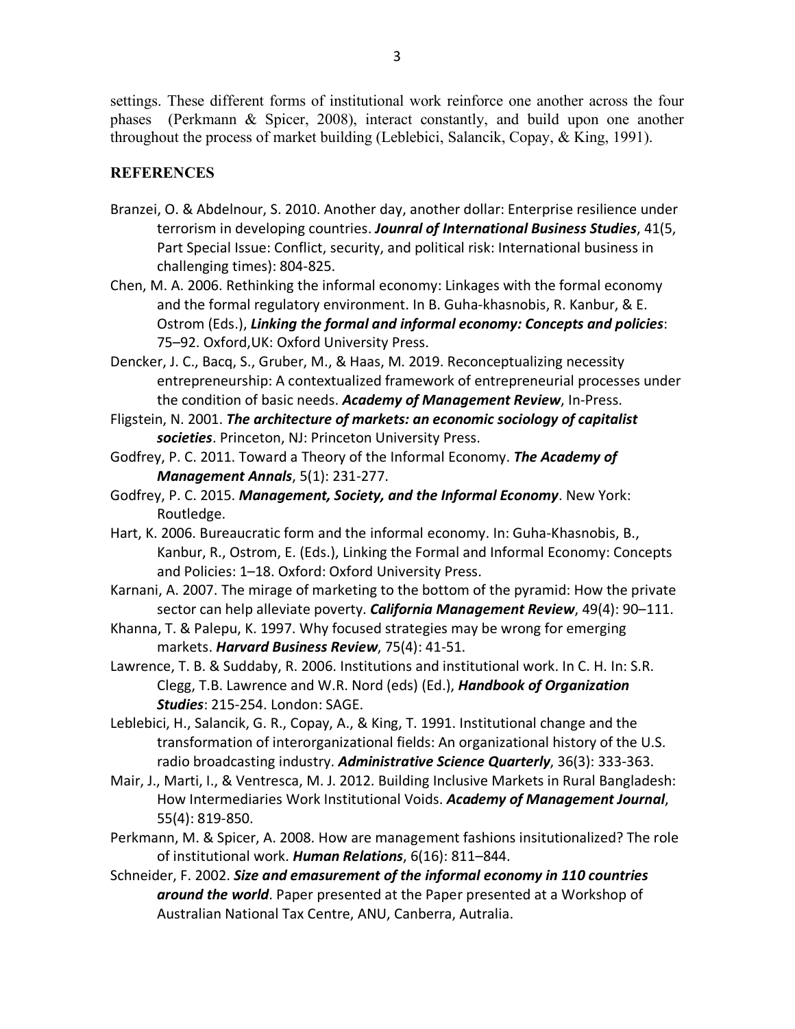settings. These different forms of institutional work reinforce one another across the four phases (Perkmann & Spicer, 2008), interact constantly, and build upon one another throughout the process of market building (Leblebici, Salancik, Copay, & King, 1991).

## REFERENCES

Branzei, O. & Abdelnour, S. 2010. Another day, another dollar: Enterprise resilience under terrorism in developing countries. ***Jounral of International Business Studies***, 41(5, Part Special Issue: Conflict, security, and political risk: International business in challenging times): 804-825.

Chen, M. A. 2006. Rethinking the informal economy: Linkages with the formal economy and the formal regulatory environment. In B. Guha-khasnobis, R. Kanbur, & E. Ostrom (Eds.), ***Linking the formal and informal economy: Concepts and policies***: 75–92. Oxford,UK: Oxford University Press.

Dencker, J. C., Bacq, S., Gruber, M., & Haas, M. 2019. Reconceptualizing necessity entrepreneurship: A contextualized framework of entrepreneurial processes under the condition of basic needs. ***Academy of Management Review***, In-Press.

Fligstein, N. 2001. ***The architecture of markets: an economic sociology of capitalist societies***. Princeton, NJ: Princeton University Press.

Godfrey, P. C. 2011. Toward a Theory of the Informal Economy. ***The Academy of Management Annals***, 5(1): 231-277.

Godfrey, P. C. 2015. ***Management, Society, and the Informal Economy***. New York: Routledge.

Hart, K. 2006. Bureaucratic form and the informal economy. In: Guha-Khasnobis, B., Kanbur, R., Ostrom, E. (Eds.), Linking the Formal and Informal Economy: Concepts and Policies: 1–18. Oxford: Oxford University Press.

Karnani, A. 2007. The mirage of marketing to the bottom of the pyramid: How the private sector can help alleviate poverty. ***California Management Review***, 49(4): 90–111.

Khanna, T. & Palepu, K. 1997. Why focused strategies may be wrong for emerging markets. ***Harvard Business Review***, 75(4): 41-51.

Lawrence, T. B. & Suddaby, R. 2006. Institutions and institutional work. In C. H. In: S.R. Clegg, T.B. Lawrence and W.R. Nord (eds) (Ed.), ***Handbook of Organization Studies***: 215-254. London: SAGE.

Leblebici, H., Salancik, G. R., Copay, A., & King, T. 1991. Institutional change and the transformation of interorganizational fields: An organizational history of the U.S. radio broadcasting industry. ***Administrative Science Quarterly***, 36(3): 333-363.

Mair, J., Marti, I., & Ventresca, M. J. 2012. Building Inclusive Markets in Rural Bangladesh: How Intermediaries Work Institutional Voids. ***Academy of Management Journal***, 55(4): 819-850.

Perkmann, M. & Spicer, A. 2008. How are management fashions insitutionalized? The role of institutional work. ***Human Relations***, 6(16): 811–844.

Schneider, F. 2002. ***Size and emasurement of the informal economy in 110 countries around the world***. Paper presented at the Paper presented at a Workshop of Australian National Tax Centre, ANU, Canberra, Autralia.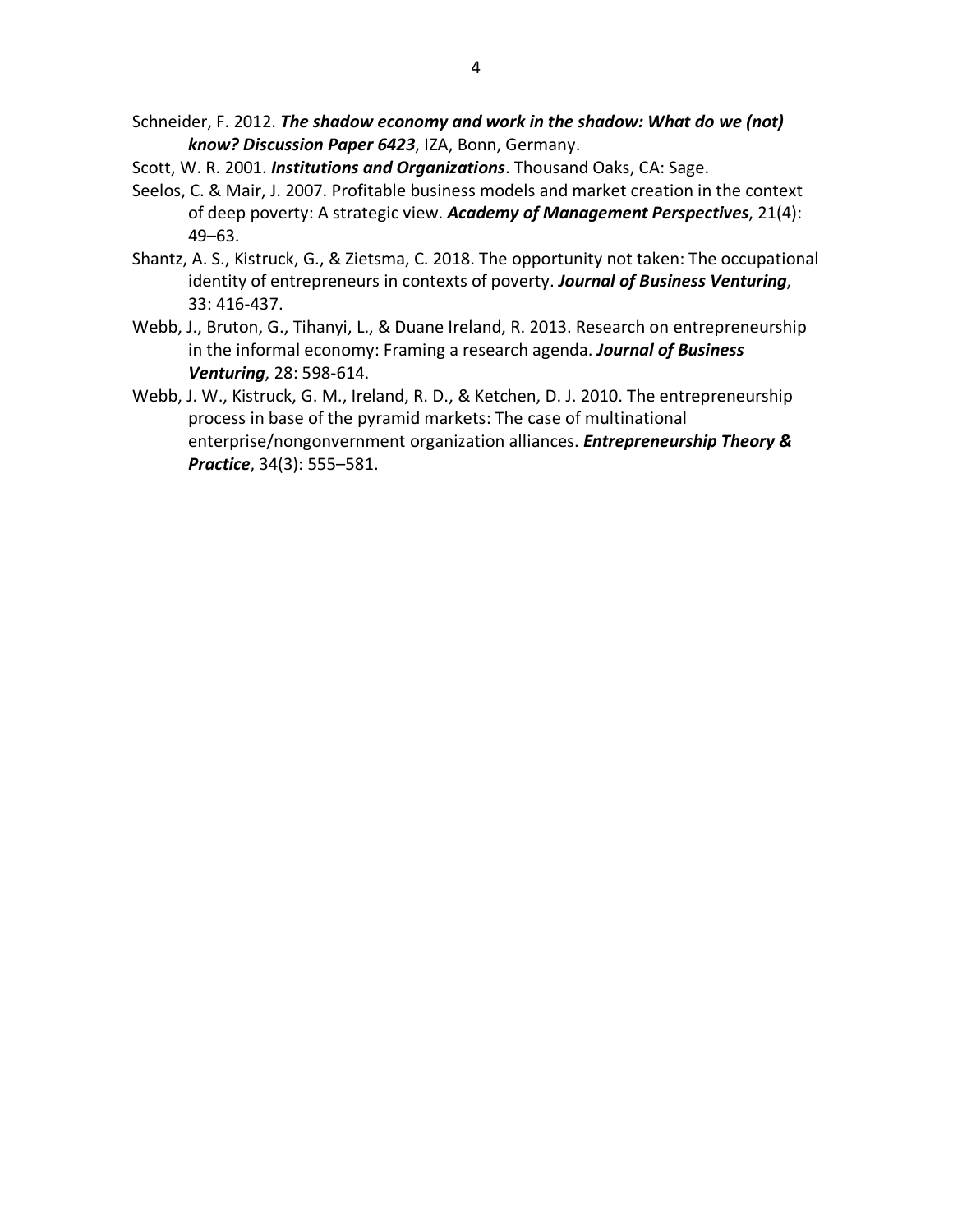Schneider, F. 2012. ***The shadow economy and work in the shadow: What do we (not) know? Discussion Paper 6423***, IZA, Bonn, Germany.

Scott, W. R. 2001. ***Institutions and Organizations***. Thousand Oaks, CA: Sage.

Seelos, C. & Mair, J. 2007. Profitable business models and market creation in the context of deep poverty: A strategic view. ***Academy of Management Perspectives***, 21(4): 49–63.

Shantz, A. S., Kistruck, G., & Zietsma, C. 2018. The opportunity not taken: The occupational identity of entrepreneurs in contexts of poverty. ***Journal of Business Venturing***, 33: 416-437.

Webb, J., Bruton, G., Tihanyi, L., & Duane Ireland, R. 2013. Research on entrepreneurship in the informal economy: Framing a research agenda. ***Journal of Business Venturing***, 28: 598-614.

Webb, J. W., Kistruck, G. M., Ireland, R. D., & Ketchen, D. J. 2010. The entrepreneurship process in base of the pyramid markets: The case of multinational enterprise/nongonvernment organization alliances. ***Entrepreneurship Theory & Practice***, 34(3): 555–581.